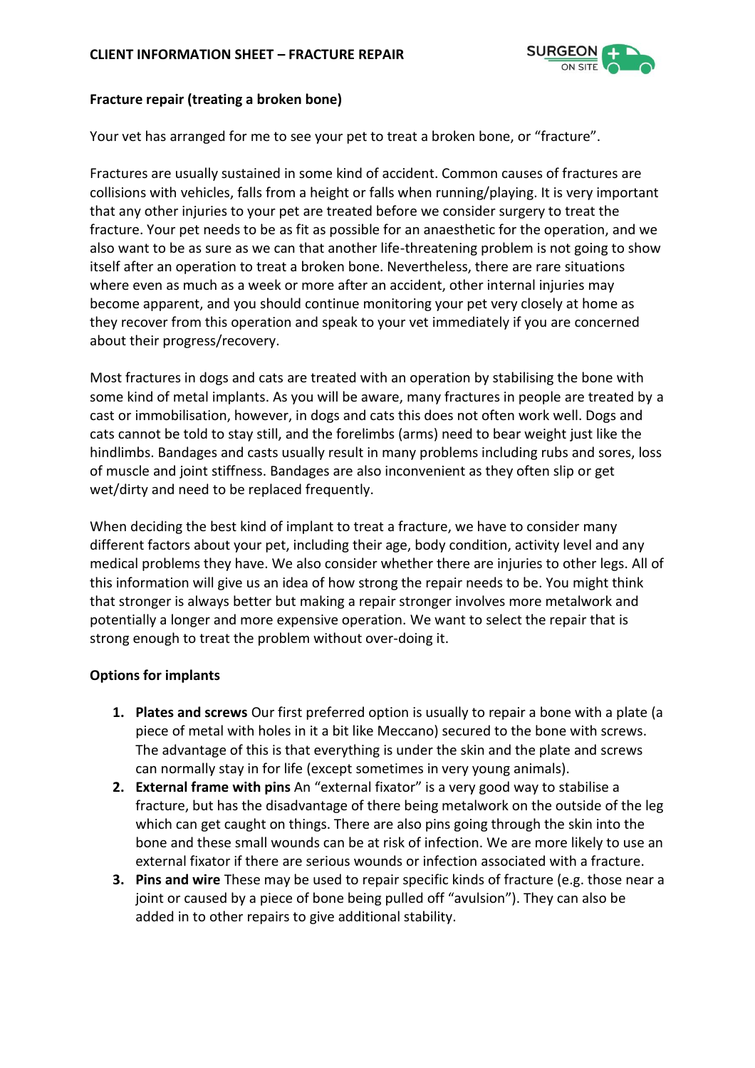# CLIENT INFORMATION SHEET – FRACTURE REPAIR

## Fracture repair (treating a broken bone)

Your vet has arranged for me to see your pet to treat a broken bone, or "fracture".

Fractures are usually sustained in some kind of accident. Common causes of fractures are collisions with vehicles, falls from a height or falls when running/playing. It is very important that any other injuries to your pet are treated before we consider surgery to treat the fracture. Your pet needs to be as fit as possible for an anaesthetic for the operation, and we also want to be as sure as we can that another life-threatening problem is not going to show itself after an operation to treat a broken bone. Nevertheless, there are rare situations where even as much as a week or more after an accident, other internal injuries may become apparent, and you should continue monitoring your pet very closely at home as they recover from this operation and speak to your vet immediately if you are concerned about their progress/recovery.

Most fractures in dogs and cats are treated with an operation by stabilising the bone with some kind of metal implants. As you will be aware, many fractures in people are treated by a cast or immobilisation, however, in dogs and cats this does not often work well. Dogs and cats cannot be told to stay still, and the forelimbs (arms) need to bear weight just like the hindlimbs. Bandages and casts usually result in many problems including rubs and sores, loss of muscle and joint stiffness. Bandages are also inconvenient as they often slip or get wet/dirty and need to be replaced frequently.

When deciding the best kind of implant to treat a fracture, we have to consider many different factors about your pet, including their age, body condition, activity level and any medical problems they have. We also consider whether there are injuries to other legs. All of this information will give us an idea of how strong the repair needs to be. You might think that stronger is always better but making a repair stronger involves more metalwork and potentially a longer and more expensive operation. We want to select the repair that is strong enough to treat the problem without over-doing it.

## Options for implants

1. **Plates and screws** Our first preferred option is usually to repair a bone with a plate (a piece of metal with holes in it a bit like Meccano) secured to the bone with screws. The advantage of this is that everything is under the skin and the plate and screws can normally stay in for life (except sometimes in very young animals).
2. **External frame with pins** An "external fixator" is a very good way to stabilise a fracture, but has the disadvantage of there being metalwork on the outside of the leg which can get caught on things. There are also pins going through the skin into the bone and these small wounds can be at risk of infection. We are more likely to use an external fixator if there are serious wounds or infection associated with a fracture.
3. **Pins and wire** These may be used to repair specific kinds of fracture (e.g. those near a joint or caused by a piece of bone being pulled off "avulsion"). They can also be added in to other repairs to give additional stability.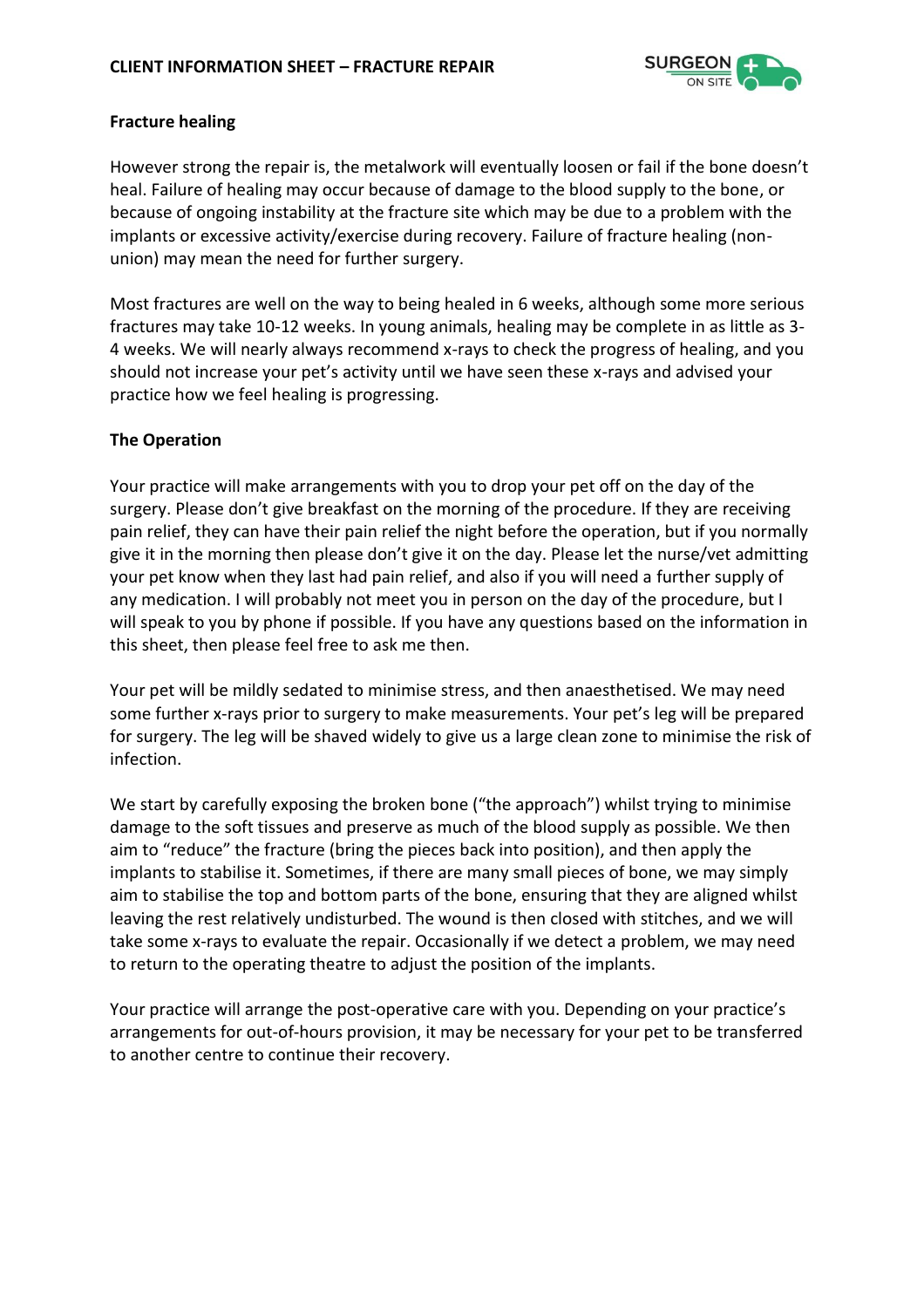## Fracture healing

However strong the repair is, the metalwork will eventually loosen or fail if the bone doesn't heal. Failure of healing may occur because of damage to the blood supply to the bone, or because of ongoing instability at the fracture site which may be due to a problem with the implants or excessive activity/exercise during recovery. Failure of fracture healing (non-union) may mean the need for further surgery.

Most fractures are well on the way to being healed in 6 weeks, although some more serious fractures may take 10-12 weeks. In young animals, healing may be complete in as little as 3-4 weeks. We will nearly always recommend x-rays to check the progress of healing, and you should not increase your pet's activity until we have seen these x-rays and advised your practice how we feel healing is progressing.

## The Operation

Your practice will make arrangements with you to drop your pet off on the day of the surgery. Please don't give breakfast on the morning of the procedure. If they are receiving pain relief, they can have their pain relief the night before the operation, but if you normally give it in the morning then please don't give it on the day. Please let the nurse/vet admitting your pet know when they last had pain relief, and also if you will need a further supply of any medication. I will probably not meet you in person on the day of the procedure, but I will speak to you by phone if possible. If you have any questions based on the information in this sheet, then please feel free to ask me then.

Your pet will be mildly sedated to minimise stress, and then anaesthetised. We may need some further x-rays prior to surgery to make measurements. Your pet's leg will be prepared for surgery. The leg will be shaved widely to give us a large clean zone to minimise the risk of infection.

We start by carefully exposing the broken bone ("the approach") whilst trying to minimise damage to the soft tissues and preserve as much of the blood supply as possible. We then aim to "reduce" the fracture (bring the pieces back into position), and then apply the implants to stabilise it. Sometimes, if there are many small pieces of bone, we may simply aim to stabilise the top and bottom parts of the bone, ensuring that they are aligned whilst leaving the rest relatively undisturbed. The wound is then closed with stitches, and we will take some x-rays to evaluate the repair. Occasionally if we detect a problem, we may need to return to the operating theatre to adjust the position of the implants.

Your practice will arrange the post-operative care with you. Depending on your practice's arrangements for out-of-hours provision, it may be necessary for your pet to be transferred to another centre to continue their recovery.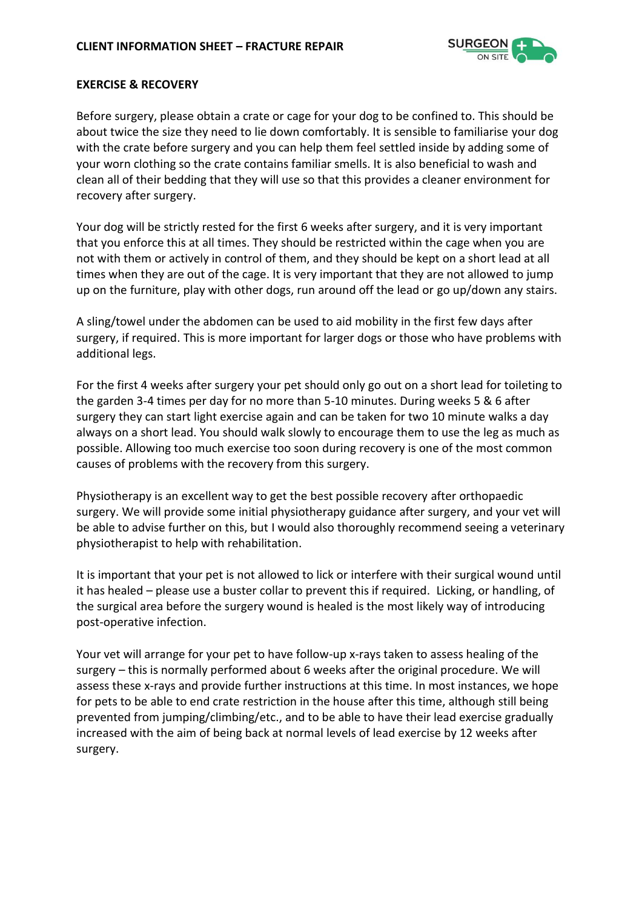## EXERCISE & RECOVERY

Before surgery, please obtain a crate or cage for your dog to be confined to. This should be about twice the size they need to lie down comfortably. It is sensible to familiarise your dog with the crate before surgery and you can help them feel settled inside by adding some of your worn clothing so the crate contains familiar smells. It is also beneficial to wash and clean all of their bedding that they will use so that this provides a cleaner environment for recovery after surgery.

Your dog will be strictly rested for the first 6 weeks after surgery, and it is very important that you enforce this at all times. They should be restricted within the cage when you are not with them or actively in control of them, and they should be kept on a short lead at all times when they are out of the cage. It is very important that they are not allowed to jump up on the furniture, play with other dogs, run around off the lead or go up/down any stairs.

A sling/towel under the abdomen can be used to aid mobility in the first few days after surgery, if required. This is more important for larger dogs or those who have problems with additional legs.

For the first 4 weeks after surgery your pet should only go out on a short lead for toileting to the garden 3-4 times per day for no more than 5-10 minutes. During weeks 5 & 6 after surgery they can start light exercise again and can be taken for two 10 minute walks a day always on a short lead. You should walk slowly to encourage them to use the leg as much as possible. Allowing too much exercise too soon during recovery is one of the most common causes of problems with the recovery from this surgery.

Physiotherapy is an excellent way to get the best possible recovery after orthopaedic surgery. We will provide some initial physiotherapy guidance after surgery, and your vet will be able to advise further on this, but I would also thoroughly recommend seeing a veterinary physiotherapist to help with rehabilitation.

It is important that your pet is not allowed to lick or interfere with their surgical wound until it has healed – please use a buster collar to prevent this if required. Licking, or handling, of the surgical area before the surgery wound is healed is the most likely way of introducing post-operative infection.

Your vet will arrange for your pet to have follow-up x-rays taken to assess healing of the surgery – this is normally performed about 6 weeks after the original procedure. We will assess these x-rays and provide further instructions at this time. In most instances, we hope for pets to be able to end crate restriction in the house after this time, although still being prevented from jumping/climbing/etc., and to be able to have their lead exercise gradually increased with the aim of being back at normal levels of lead exercise by 12 weeks after surgery.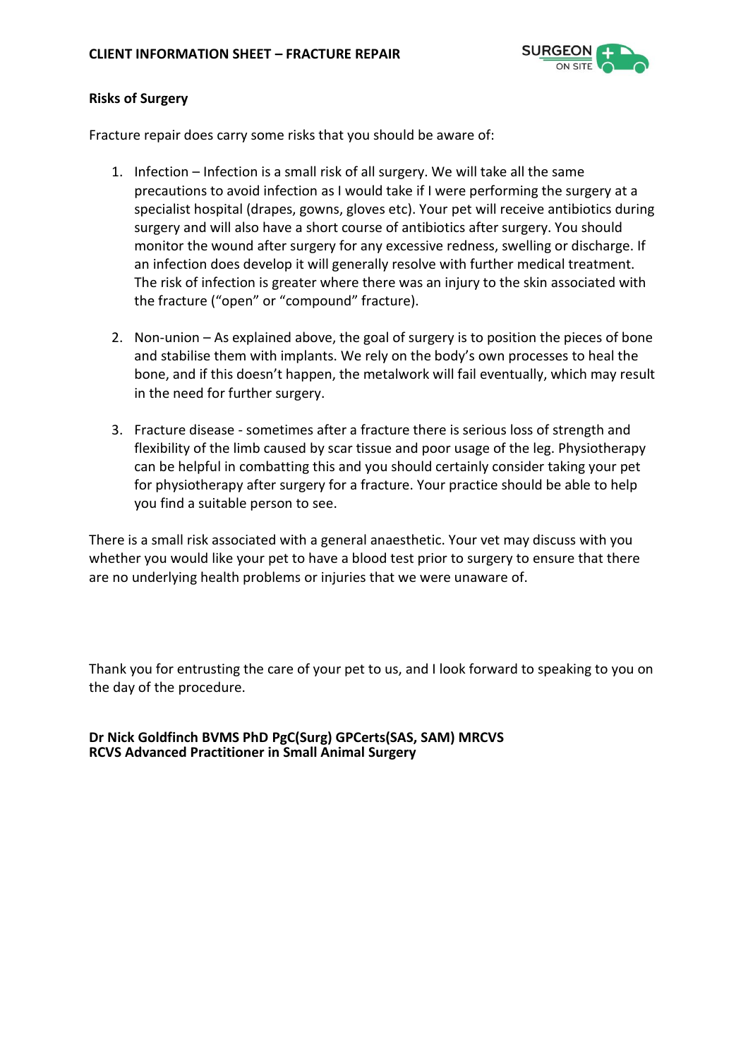**Risks of Surgery**

Fracture repair does carry some risks that you should be aware of:

1. Infection – Infection is a small risk of all surgery. We will take all the same precautions to avoid infection as I would take if I were performing the surgery at a specialist hospital (drapes, gowns, gloves etc). Your pet will receive antibiotics during surgery and will also have a short course of antibiotics after surgery. You should monitor the wound after surgery for any excessive redness, swelling or discharge. If an infection does develop it will generally resolve with further medical treatment. The risk of infection is greater where there was an injury to the skin associated with the fracture ("open" or "compound" fracture).

2. Non-union – As explained above, the goal of surgery is to position the pieces of bone and stabilise them with implants. We rely on the body's own processes to heal the bone, and if this doesn't happen, the metalwork will fail eventually, which may result in the need for further surgery.

3. Fracture disease - sometimes after a fracture there is serious loss of strength and flexibility of the limb caused by scar tissue and poor usage of the leg. Physiotherapy can be helpful in combatting this and you should certainly consider taking your pet for physiotherapy after surgery for a fracture. Your practice should be able to help you find a suitable person to see.

There is a small risk associated with a general anaesthetic. Your vet may discuss with you whether you would like your pet to have a blood test prior to surgery to ensure that there are no underlying health problems or injuries that we were unaware of.

Thank you for entrusting the care of your pet to us, and I look forward to speaking to you on the day of the procedure.

**Dr Nick Goldfinch BVMS PhD PgC(Surg) GPCerts(SAS, SAM) MRCVS**
**RCVS Advanced Practitioner in Small Animal Surgery**